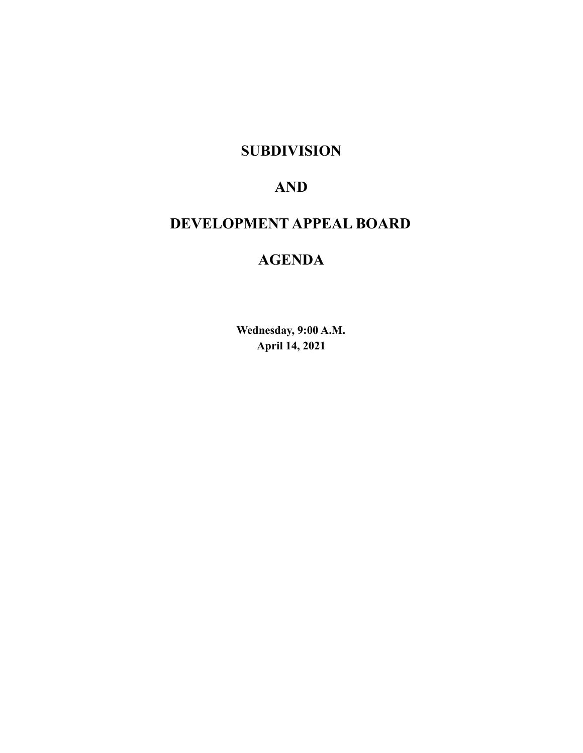# SUBDIVISION

# AND

# DEVELOPMENT APPEAL BOARD

# AGENDA

**Wednesday, 9:00 A.M.**
**April 14, 2021**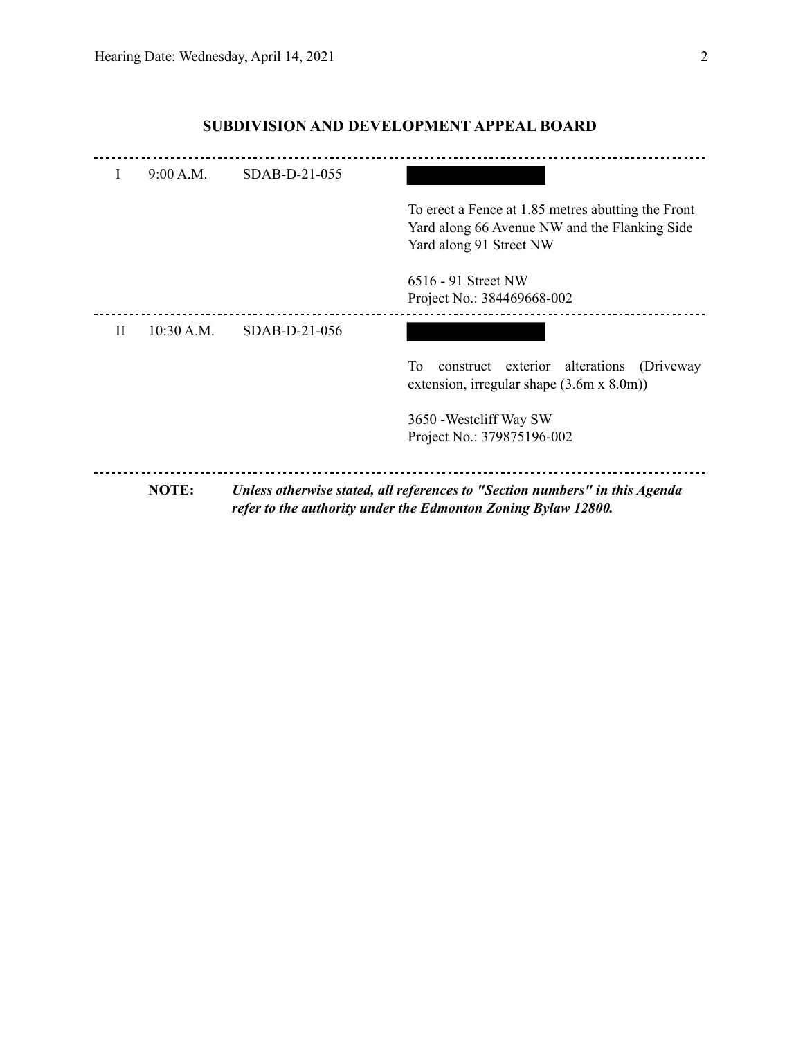## SUBDIVISION AND DEVELOPMENT APPEAL BOARD

| | | | |
|---|---|---|---|
| I | 9:00 A.M. | SDAB-D-21-055 | To erect a Fence at 1.85 metres abutting the Front Yard along 66 Avenue NW and the Flanking Side Yard along 91 Street NW<br><br>6516 - 91 Street NW<br>Project No.: 384469668-002 |
| II | 10:30 A.M. | SDAB-D-21-056 | To construct exterior alterations (Driveway extension, irregular shape (3.6m x 8.0m))<br><br>3650 -Westcliff Way SW<br>Project No.: 379875196-002 |

**NOTE:** ***Unless otherwise stated, all references to "Section numbers" in this Agenda refer to the authority under the Edmonton Zoning Bylaw 12800.***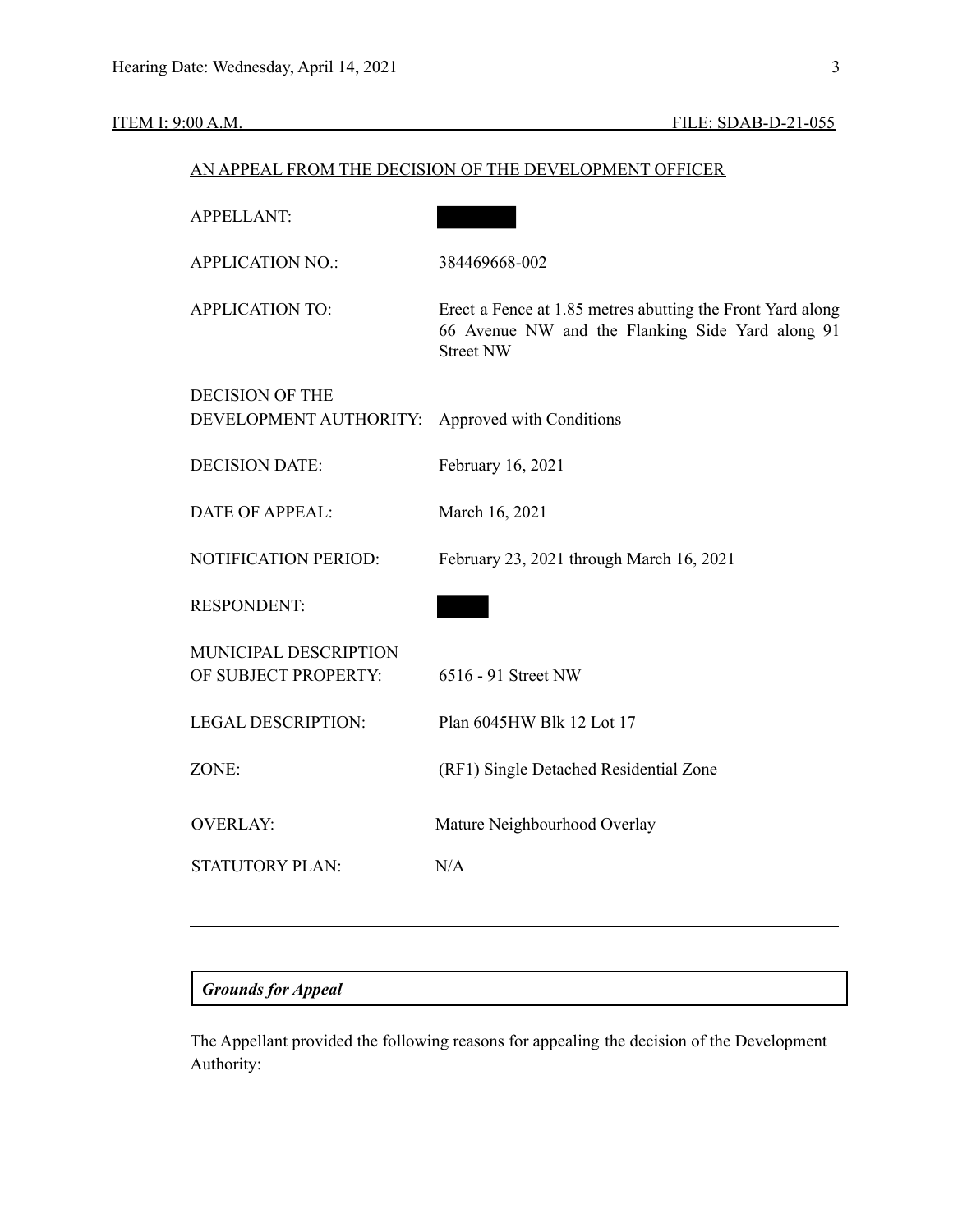ITEM I: 9:00 A.M. FILE: SDAB-D-21-055

AN APPEAL FROM THE DECISION OF THE DEVELOPMENT OFFICER

| | |
|---|---|
| APPELLANT: | |
| APPLICATION NO.: | 384469668-002 |
| APPLICATION TO: | Erect a Fence at 1.85 metres abutting the Front Yard along 66 Avenue NW and the Flanking Side Yard along 91 Street NW |
| DECISION OF THE DEVELOPMENT AUTHORITY: | Approved with Conditions |
| DECISION DATE: | February 16, 2021 |
| DATE OF APPEAL: | March 16, 2021 |
| NOTIFICATION PERIOD: | February 23, 2021 through March 16, 2021 |
| RESPONDENT: | |
| MUNICIPAL DESCRIPTION OF SUBJECT PROPERTY: | 6516 - 91 Street NW |
| LEGAL DESCRIPTION: | Plan 6045HW Blk 12 Lot 17 |
| ZONE: | (RF1) Single Detached Residential Zone |
| OVERLAY: | Mature Neighbourhood Overlay |
| STATUTORY PLAN: | N/A |

---

***Grounds for Appeal***

The Appellant provided the following reasons for appealing the decision of the Development Authority: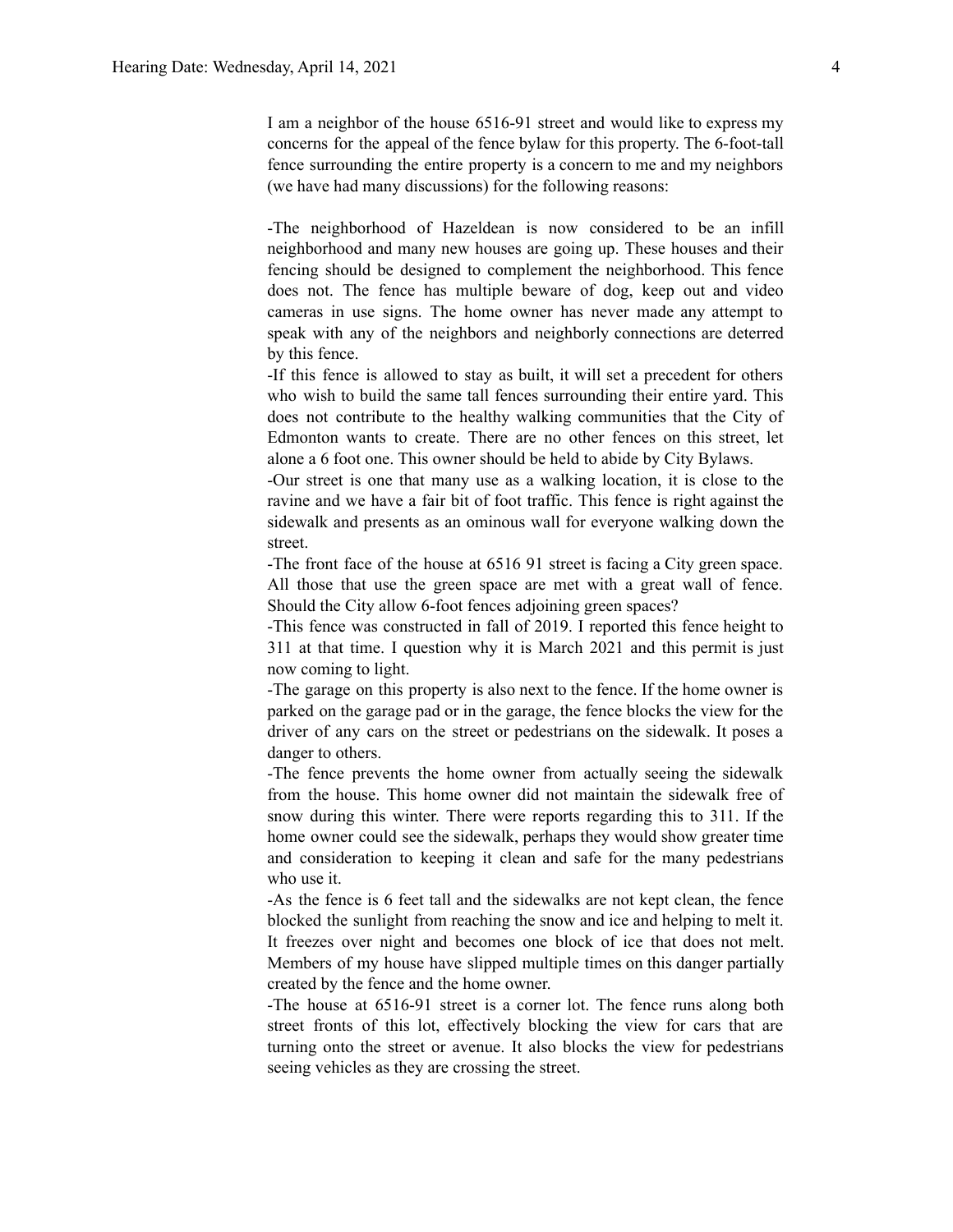I am a neighbor of the house 6516-91 street and would like to express my concerns for the appeal of the fence bylaw for this property. The 6-foot-tall fence surrounding the entire property is a concern to me and my neighbors (we have had many discussions) for the following reasons:

-The neighborhood of Hazeldean is now considered to be an infill neighborhood and many new houses are going up. These houses and their fencing should be designed to complement the neighborhood. This fence does not. The fence has multiple beware of dog, keep out and video cameras in use signs. The home owner has never made any attempt to speak with any of the neighbors and neighborly connections are deterred by this fence.

-If this fence is allowed to stay as built, it will set a precedent for others who wish to build the same tall fences surrounding their entire yard. This does not contribute to the healthy walking communities that the City of Edmonton wants to create. There are no other fences on this street, let alone a 6 foot one. This owner should be held to abide by City Bylaws.

-Our street is one that many use as a walking location, it is close to the ravine and we have a fair bit of foot traffic. This fence is right against the sidewalk and presents as an ominous wall for everyone walking down the street.

-The front face of the house at 6516 91 street is facing a City green space. All those that use the green space are met with a great wall of fence. Should the City allow 6-foot fences adjoining green spaces?

-This fence was constructed in fall of 2019. I reported this fence height to 311 at that time. I question why it is March 2021 and this permit is just now coming to light.

-The garage on this property is also next to the fence. If the home owner is parked on the garage pad or in the garage, the fence blocks the view for the driver of any cars on the street or pedestrians on the sidewalk. It poses a danger to others.

-The fence prevents the home owner from actually seeing the sidewalk from the house. This home owner did not maintain the sidewalk free of snow during this winter. There were reports regarding this to 311. If the home owner could see the sidewalk, perhaps they would show greater time and consideration to keeping it clean and safe for the many pedestrians who use it.

-As the fence is 6 feet tall and the sidewalks are not kept clean, the fence blocked the sunlight from reaching the snow and ice and helping to melt it. It freezes over night and becomes one block of ice that does not melt. Members of my house have slipped multiple times on this danger partially created by the fence and the home owner.

-The house at 6516-91 street is a corner lot. The fence runs along both street fronts of this lot, effectively blocking the view for cars that are turning onto the street or avenue. It also blocks the view for pedestrians seeing vehicles as they are crossing the street.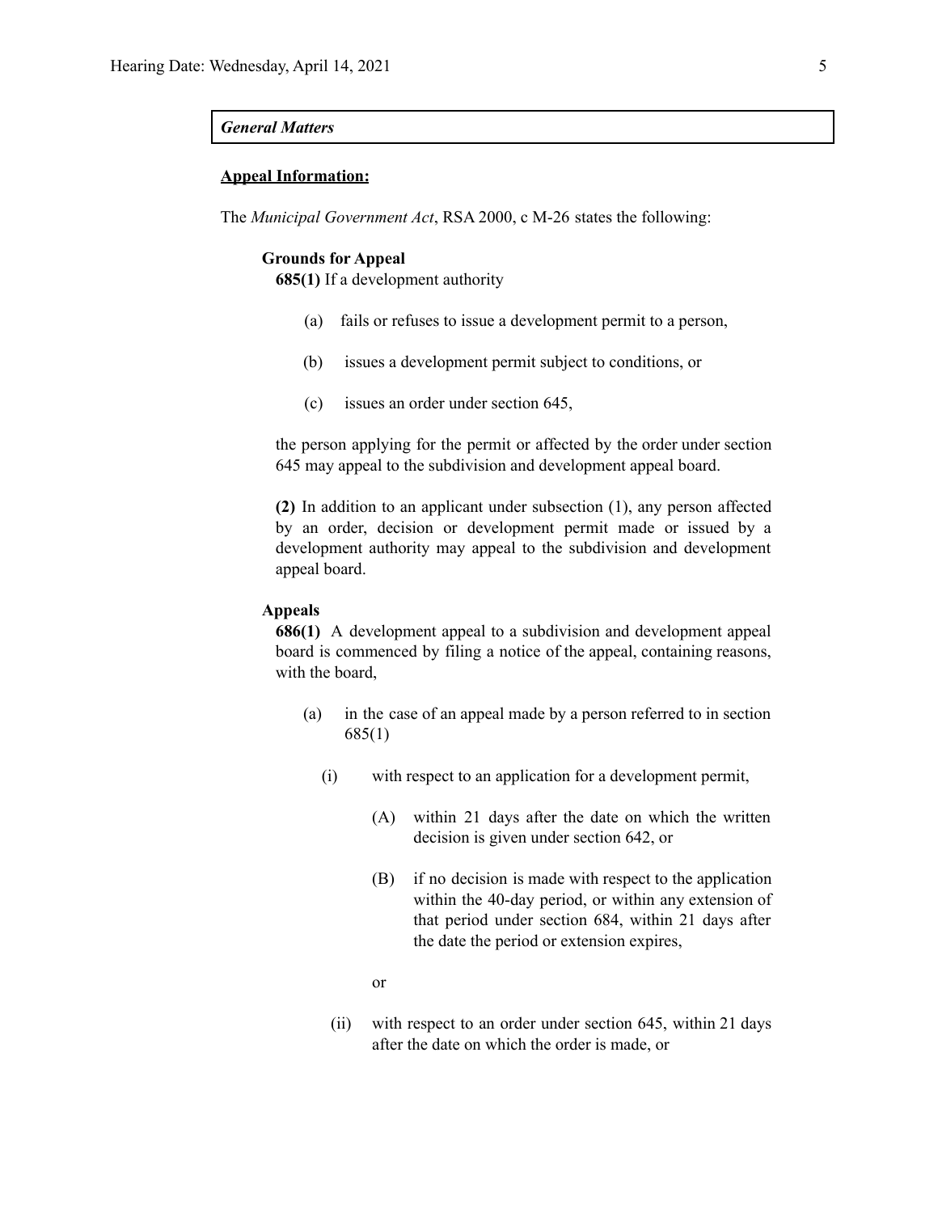***General Matters***

**<u>Appeal Information:</u>**

The *Municipal Government Act*, RSA 2000, c M-26 states the following:

**Grounds for Appeal**

**685(1)** If a development authority

(a) fails or refuses to issue a development permit to a person,

(b) issues a development permit subject to conditions, or

(c) issues an order under section 645,

the person applying for the permit or affected by the order under section 645 may appeal to the subdivision and development appeal board.

**(2)** In addition to an applicant under subsection (1), any person affected by an order, decision or development permit made or issued by a development authority may appeal to the subdivision and development appeal board.

**Appeals**

**686(1)** A development appeal to a subdivision and development appeal board is commenced by filing a notice of the appeal, containing reasons, with the board,

(a) in the case of an appeal made by a person referred to in section 685(1)

(i) with respect to an application for a development permit,

(A) within 21 days after the date on which the written decision is given under section 642, or

(B) if no decision is made with respect to the application within the 40-day period, or within any extension of that period under section 684, within 21 days after the date the period or extension expires,

or

(ii) with respect to an order under section 645, within 21 days after the date on which the order is made, or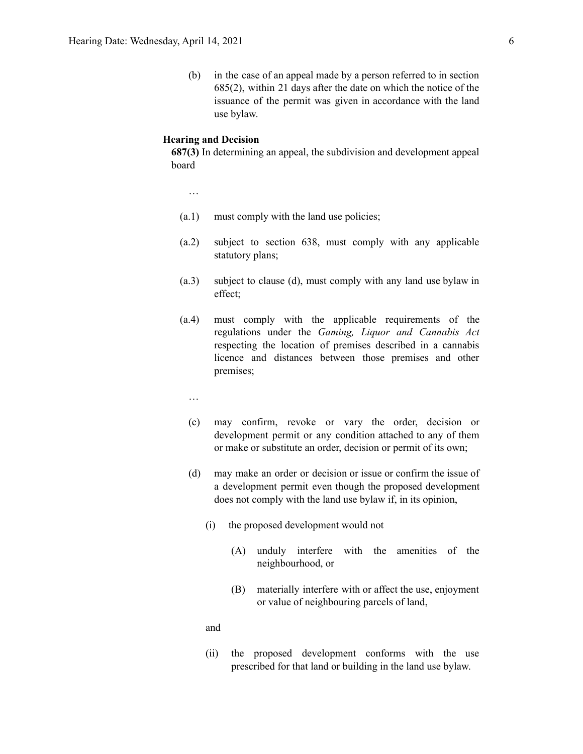(b) in the case of an appeal made by a person referred to in section 685(2), within 21 days after the date on which the notice of the issuance of the permit was given in accordance with the land use bylaw.

**Hearing and Decision**

**687(3)** In determining an appeal, the subdivision and development appeal board

…

(a.1) must comply with the land use policies;

(a.2) subject to section 638, must comply with any applicable statutory plans;

(a.3) subject to clause (d), must comply with any land use bylaw in effect;

(a.4) must comply with the applicable requirements of the regulations under the *Gaming, Liquor and Cannabis Act* respecting the location of premises described in a cannabis licence and distances between those premises and other premises;

…

(c) may confirm, revoke or vary the order, decision or development permit or any condition attached to any of them or make or substitute an order, decision or permit of its own;

(d) may make an order or decision or issue or confirm the issue of a development permit even though the proposed development does not comply with the land use bylaw if, in its opinion,

(i) the proposed development would not

(A) unduly interfere with the amenities of the neighbourhood, or

(B) materially interfere with or affect the use, enjoyment or value of neighbouring parcels of land,

and

(ii) the proposed development conforms with the use prescribed for that land or building in the land use bylaw.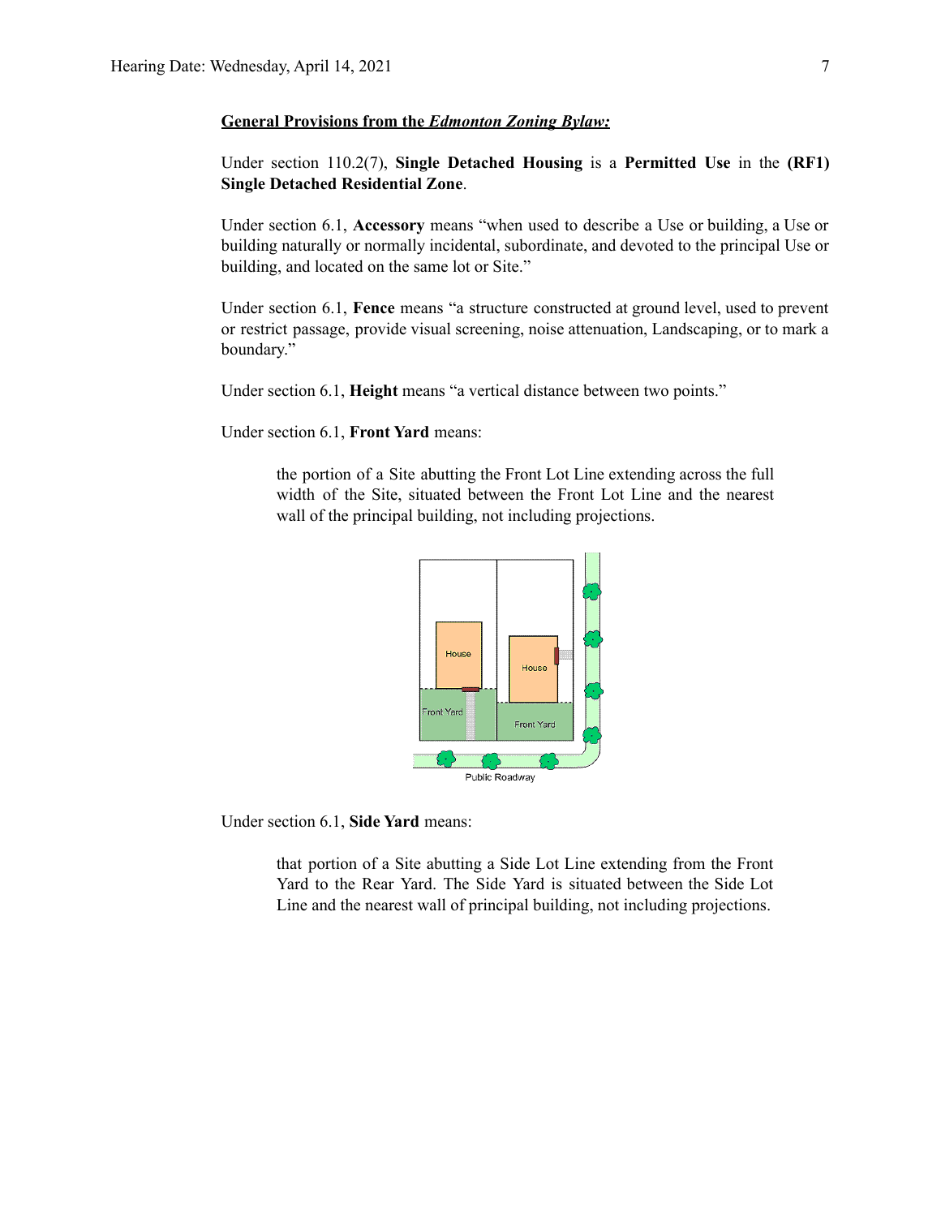**General Provisions from the *Edmonton Zoning Bylaw:***

Under section 110.2(7), **Single Detached Housing** is a **Permitted Use** in the **(RF1) Single Detached Residential Zone**.

Under section 6.1, **Accessory** means "when used to describe a Use or building, a Use or building naturally or normally incidental, subordinate, and devoted to the principal Use or building, and located on the same lot or Site."

Under section 6.1, **Fence** means "a structure constructed at ground level, used to prevent or restrict passage, provide visual screening, noise attenuation, Landscaping, or to mark a boundary."

Under section 6.1, **Height** means "a vertical distance between two points."

Under section 6.1, **Front Yard** means:

> the portion of a Site abutting the Front Lot Line extending across the full width of the Site, situated between the Front Lot Line and the nearest wall of the principal building, not including projections.

Under section 6.1, **Side Yard** means:

> that portion of a Site abutting a Side Lot Line extending from the Front Yard to the Rear Yard. The Side Yard is situated between the Side Lot Line and the nearest wall of principal building, not including projections.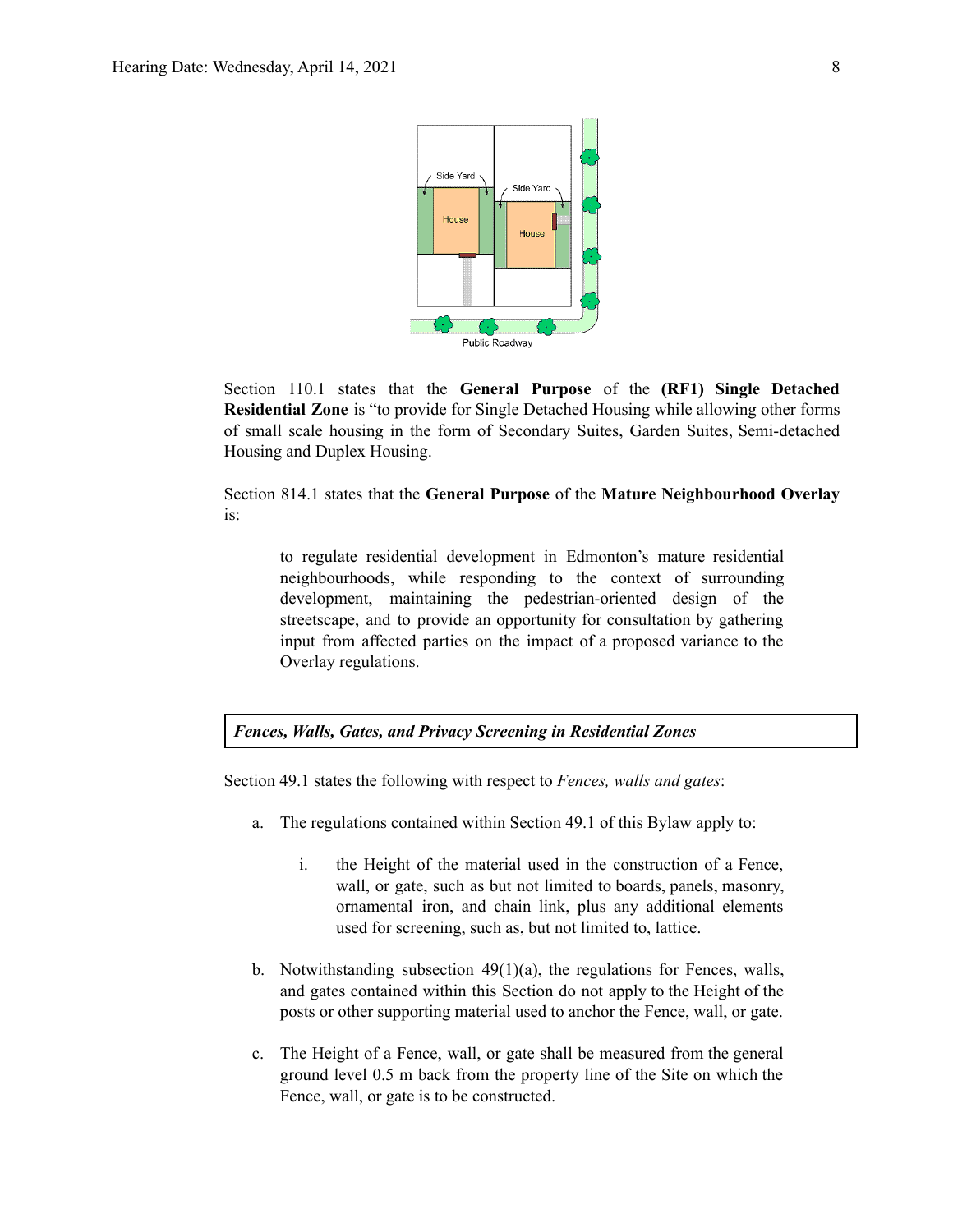Section 110.1 states that the **General Purpose** of the **(RF1) Single Detached Residential Zone** is "to provide for Single Detached Housing while allowing other forms of small scale housing in the form of Secondary Suites, Garden Suites, Semi-detached Housing and Duplex Housing.

Section 814.1 states that the **General Purpose** of the **Mature Neighbourhood Overlay** is:

> to regulate residential development in Edmonton's mature residential neighbourhoods, while responding to the context of surrounding development, maintaining the pedestrian-oriented design of the streetscape, and to provide an opportunity for consultation by gathering input from affected parties on the impact of a proposed variance to the Overlay regulations.

***Fences, Walls, Gates, and Privacy Screening in Residential Zones***

Section 49.1 states the following with respect to *Fences, walls and gates*:

a. The regulations contained within Section 49.1 of this Bylaw apply to:

   i. the Height of the material used in the construction of a Fence, wall, or gate, such as but not limited to boards, panels, masonry, ornamental iron, and chain link, plus any additional elements used for screening, such as, but not limited to, lattice.

b. Notwithstanding subsection 49(1)(a), the regulations for Fences, walls, and gates contained within this Section do not apply to the Height of the posts or other supporting material used to anchor the Fence, wall, or gate.

c. The Height of a Fence, wall, or gate shall be measured from the general ground level 0.5 m back from the property line of the Site on which the Fence, wall, or gate is to be constructed.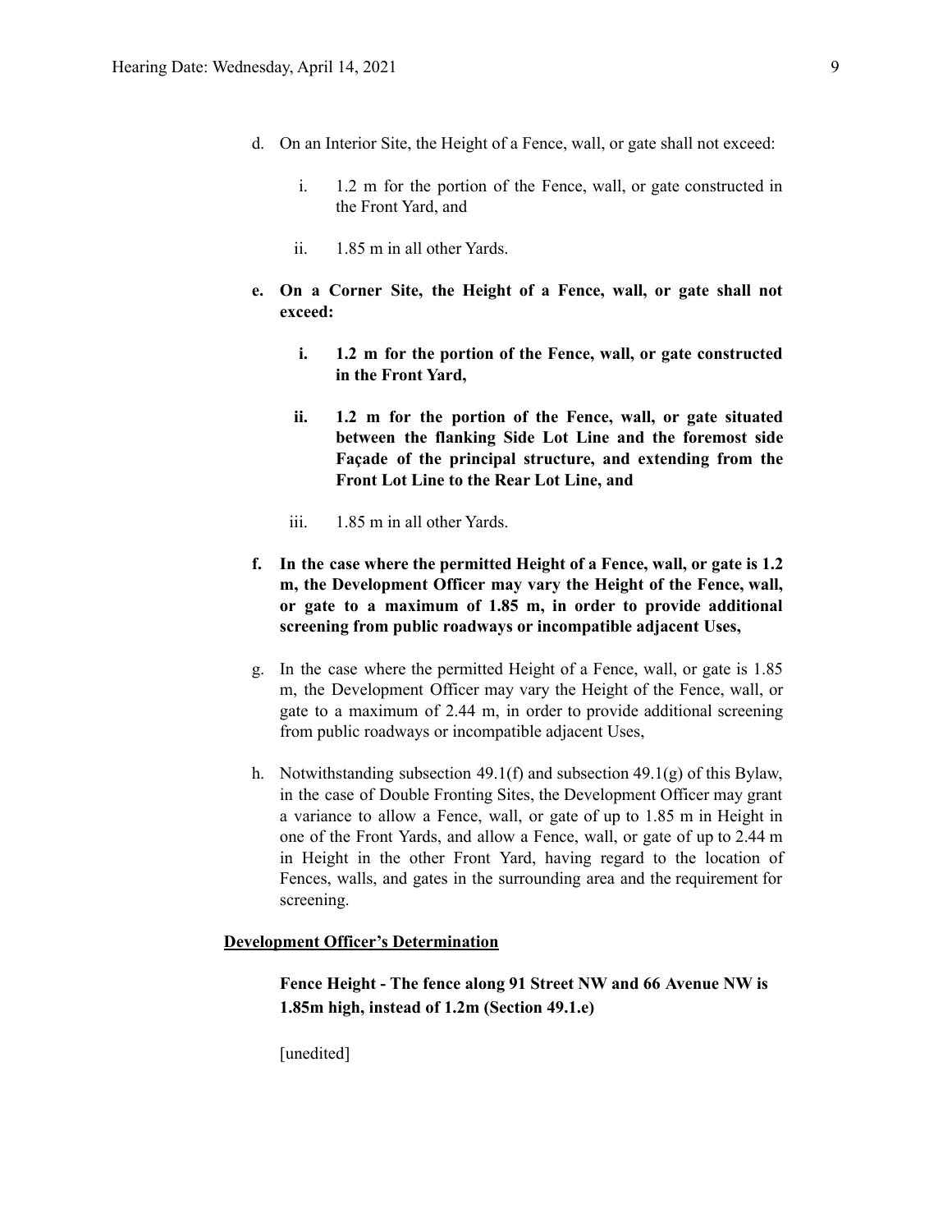d. On an Interior Site, the Height of a Fence, wall, or gate shall not exceed:

   i. 1.2 m for the portion of the Fence, wall, or gate constructed in the Front Yard, and

   ii. 1.85 m in all other Yards.

**e. On a Corner Site, the Height of a Fence, wall, or gate shall not exceed:**

   **i. 1.2 m for the portion of the Fence, wall, or gate constructed in the Front Yard,**

   **ii. 1.2 m for the portion of the Fence, wall, or gate situated between the flanking Side Lot Line and the foremost side Façade of the principal structure, and extending from the Front Lot Line to the Rear Lot Line, and**

   iii. 1.85 m in all other Yards.

**f. In the case where the permitted Height of a Fence, wall, or gate is 1.2 m, the Development Officer may vary the Height of the Fence, wall, or gate to a maximum of 1.85 m, in order to provide additional screening from public roadways or incompatible adjacent Uses,**

g. In the case where the permitted Height of a Fence, wall, or gate is 1.85 m, the Development Officer may vary the Height of the Fence, wall, or gate to a maximum of 2.44 m, in order to provide additional screening from public roadways or incompatible adjacent Uses,

h. Notwithstanding subsection 49.1(f) and subsection 49.1(g) of this Bylaw, in the case of Double Fronting Sites, the Development Officer may grant a variance to allow a Fence, wall, or gate of up to 1.85 m in Height in one of the Front Yards, and allow a Fence, wall, or gate of up to 2.44 m in Height in the other Front Yard, having regard to the location of Fences, walls, and gates in the surrounding area and the requirement for screening.

**Development Officer's Determination**

**Fence Height - The fence along 91 Street NW and 66 Avenue NW is 1.85m high, instead of 1.2m (Section 49.1.e)**

[unedited]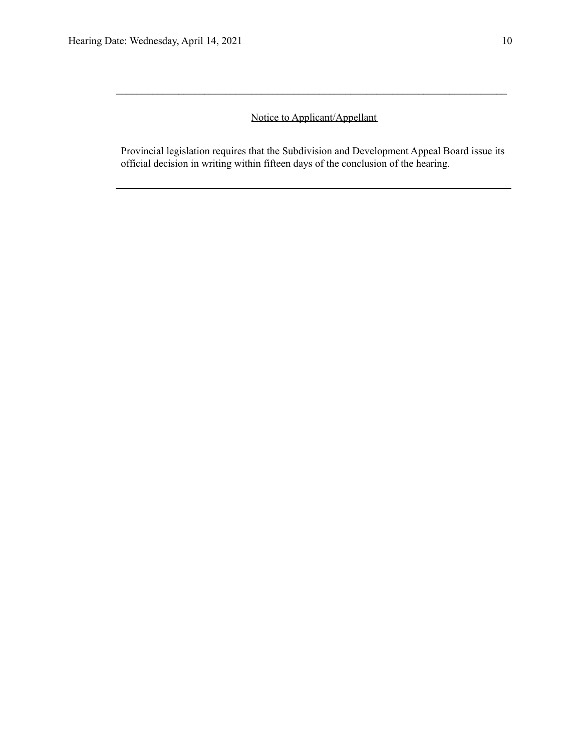---

Notice to Applicant/Appellant

Provincial legislation requires that the Subdivision and Development Appeal Board issue its official decision in writing within fifteen days of the conclusion of the hearing.

---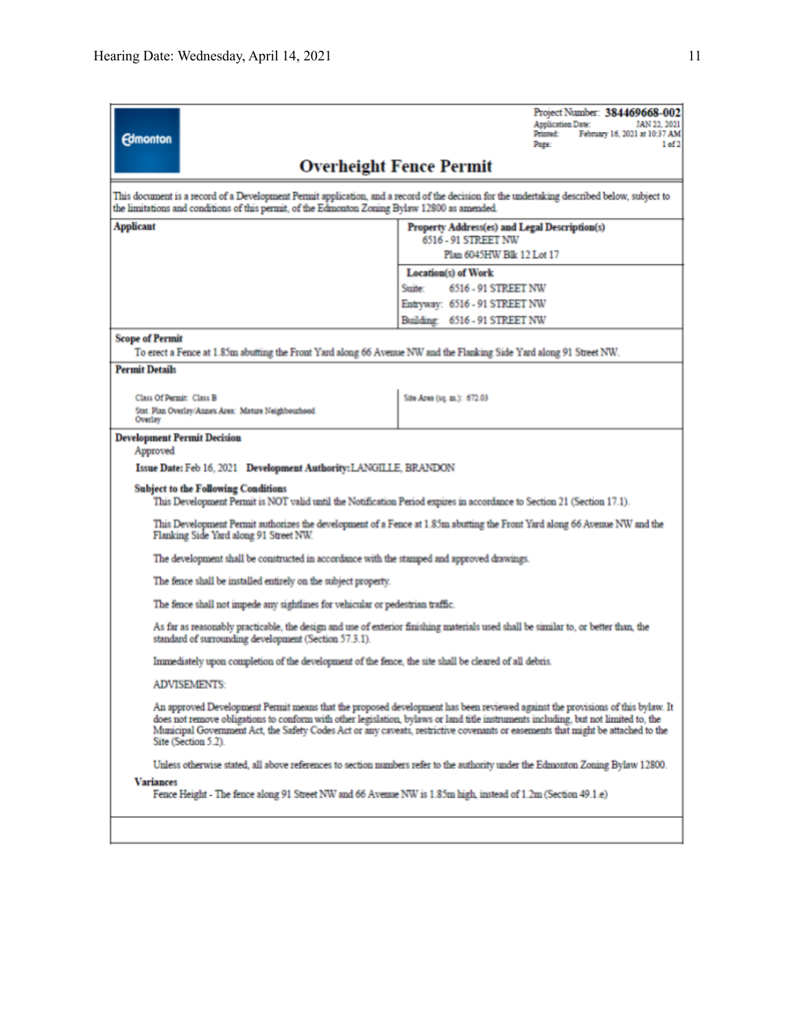Edmonton

Project Number: **384469668-002**
Application Date: JAN 22, 2021
Printed: February 16, 2021 at 10:37 AM
Page: 1 of 2

# Overheight Fence Permit

This document is a record of a Development Permit application, and a record of the decision for the undertaking described below, subject to the limitations and conditions of this permit, of the Edmonton Zoning Bylaw 12800 as amended.

| **Applicant** | **Property Address(es) and Legal Description(s)**<br>6516 - 91 STREET NW<br>Plan 6045HW Blk 12 Lot 17 |
|---|---|
| | **Location(s) of Work**<br>Suite: 6516 - 91 STREET NW<br>Entryway: 6516 - 91 STREET NW<br>Building: 6516 - 91 STREET NW |

**Scope of Permit**

To erect a Fence at 1.85m abutting the Front Yard along 66 Avenue NW and the Flanking Side Yard along 91 Street NW.

**Permit Details**

| | |
|---|---|
| Class Of Permit: Class B<br>Stat. Plan Overlay/Annex Area: Mature Neighbourhood Overlay | Site Area (sq. m.): 672.03 |

**Development Permit Decision**

Approved

**Issue Date:** Feb 16, 2021 **Development Authority:** LANGILLE, BRANDON

**Subject to the Following Conditions**

This Development Permit is NOT valid until the Notification Period expires in accordance to Section 21 (Section 17.1).

This Development Permit authorizes the development of a Fence at 1.85m abutting the Front Yard along 66 Avenue NW and the Flanking Side Yard along 91 Street NW.

The development shall be constructed in accordance with the stamped and approved drawings.

The fence shall be installed entirely on the subject property.

The fence shall not impede any sightlines for vehicular or pedestrian traffic.

As far as reasonably practicable, the design and use of exterior finishing materials used shall be similar to, or better than, the standard of surrounding development (Section 57.3.1).

Immediately upon completion of the development of the fence, the site shall be cleared of all debris.

ADVISEMENTS:

An approved Development Permit means that the proposed development has been reviewed against the provisions of this bylaw. It does not remove obligations to conform with other legislation, bylaws or land title instruments including, but not limited to, the Municipal Government Act, the Safety Codes Act or any caveats, restrictive covenants or easements that might be attached to the Site (Section 5.2).

Unless otherwise stated, all above references to section numbers refer to the authority under the Edmonton Zoning Bylaw 12800.

**Variances**

Fence Height - The fence along 91 Street NW and 66 Avenue NW is 1.85m high, instead of 1.2m (Section 49.1.e)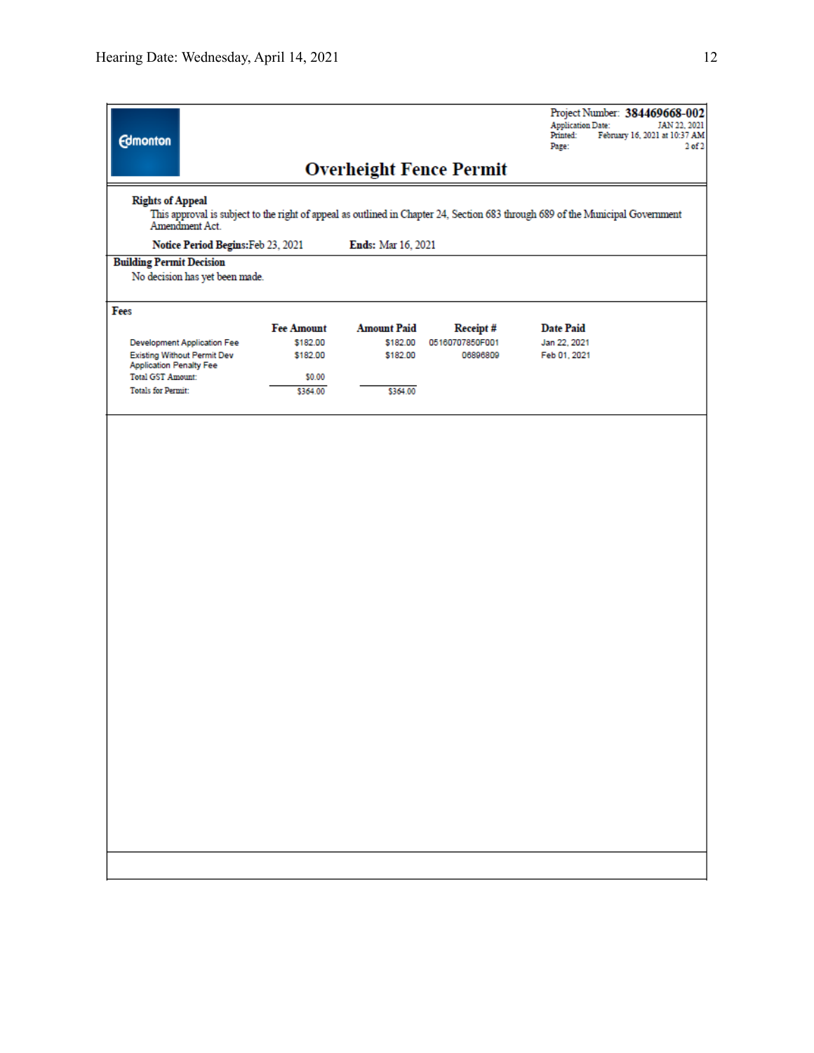Edmonton

Project Number: **384469668-002**
Application Date: JAN 22, 2021
Printed: February 16, 2021 at 10:37 AM
Page: 2 of 2

# Overheight Fence Permit

**Rights of Appeal**

This approval is subject to the right of appeal as outlined in Chapter 24, Section 683 through 689 of the Municipal Government Amendment Act.

**Notice Period Begins:** Feb 23, 2021 **Ends:** Mar 16, 2021

**Building Permit Decision**

No decision has yet been made.

**Fees**

| | Fee Amount | Amount Paid | Receipt # | Date Paid |
|---|---|---|---|---|
| Development Application Fee | $182.00 | $182.00 | 05160707850F001 | Jan 22, 2021 |
| Existing Without Permit Dev Application Penalty Fee | $182.00 | $182.00 | 06896809 | Feb 01, 2021 |
| Total GST Amount: | $0.00 | | | |
| Totals for Permit: | $364.00 | $364.00 | | |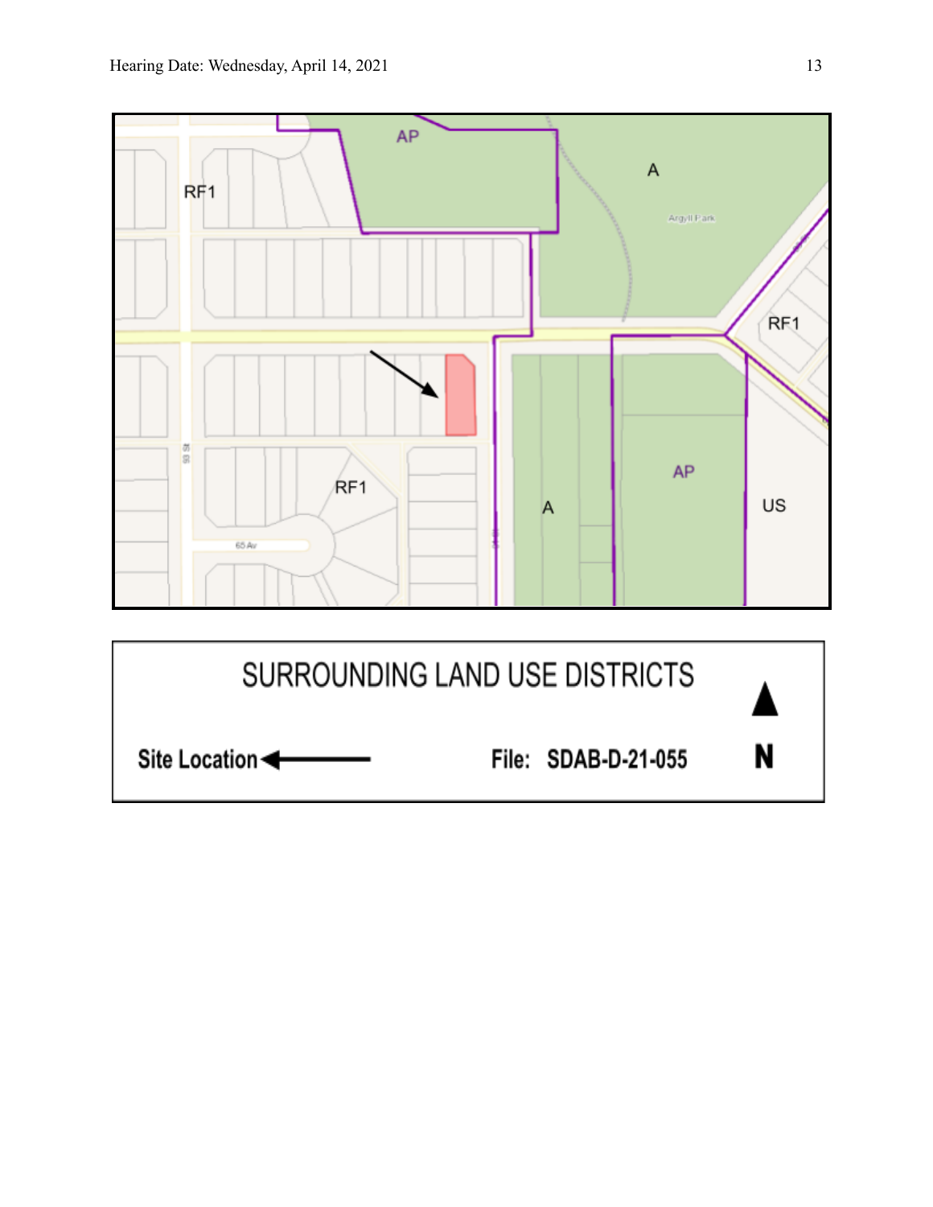AP

A

Argyll Park

RF1

RF1

RF1

A

AP

US

65 Av

# SURROUNDING LAND USE DISTRICTS

**Site Location** ←

**File: SDAB-D-21-055**

**N**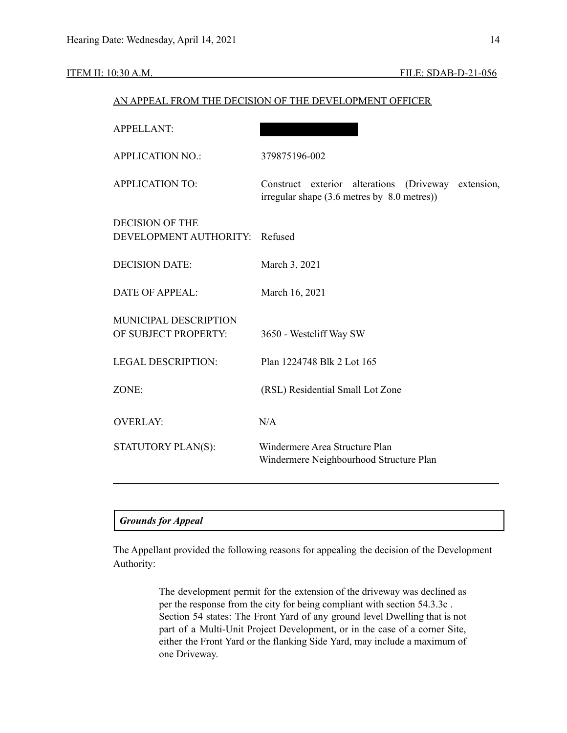ITEM II: 10:30 A.M. FILE: SDAB-D-21-056

AN APPEAL FROM THE DECISION OF THE DEVELOPMENT OFFICER

| | |
|---|---|
| APPELLANT: | |
| APPLICATION NO.: | 379875196-002 |
| APPLICATION TO: | Construct exterior alterations (Driveway extension, irregular shape (3.6 metres by 8.0 metres)) |
| DECISION OF THE DEVELOPMENT AUTHORITY: | Refused |
| DECISION DATE: | March 3, 2021 |
| DATE OF APPEAL: | March 16, 2021 |
| MUNICIPAL DESCRIPTION OF SUBJECT PROPERTY: | 3650 - Westcliff Way SW |
| LEGAL DESCRIPTION: | Plan 1224748 Blk 2 Lot 165 |
| ZONE: | (RSL) Residential Small Lot Zone |
| OVERLAY: | N/A |
| STATUTORY PLAN(S): | Windermere Area Structure Plan<br>Windermere Neighbourhood Structure Plan |

## *Grounds for Appeal*

The Appellant provided the following reasons for appealing the decision of the Development Authority:

> The development permit for the extension of the driveway was declined as per the response from the city for being compliant with section 54.3.3c . Section 54 states: The Front Yard of any ground level Dwelling that is not part of a Multi-Unit Project Development, or in the case of a corner Site, either the Front Yard or the flanking Side Yard, may include a maximum of one Driveway.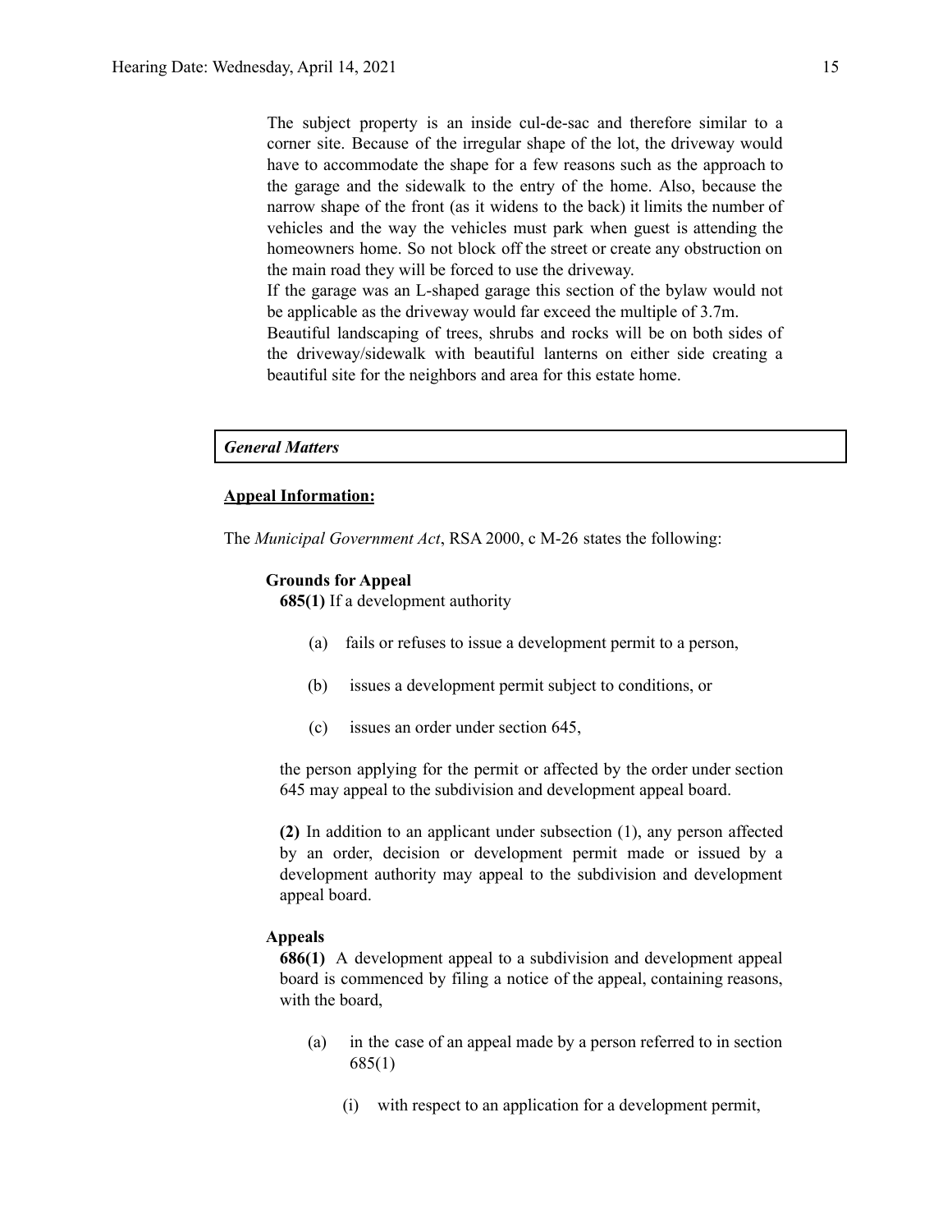The subject property is an inside cul-de-sac and therefore similar to a corner site. Because of the irregular shape of the lot, the driveway would have to accommodate the shape for a few reasons such as the approach to the garage and the sidewalk to the entry of the home. Also, because the narrow shape of the front (as it widens to the back) it limits the number of vehicles and the way the vehicles must park when guest is attending the homeowners home. So not block off the street or create any obstruction on the main road they will be forced to use the driveway.

If the garage was an L-shaped garage this section of the bylaw would not be applicable as the driveway would far exceed the multiple of 3.7m.

Beautiful landscaping of trees, shrubs and rocks will be on both sides of the driveway/sidewalk with beautiful lanterns on either side creating a beautiful site for the neighbors and area for this estate home.

***General Matters***

**Appeal Information:**

The *Municipal Government Act*, RSA 2000, c M-26 states the following:

**Grounds for Appeal**

**685(1)** If a development authority

(a) fails or refuses to issue a development permit to a person,

(b) issues a development permit subject to conditions, or

(c) issues an order under section 645,

the person applying for the permit or affected by the order under section 645 may appeal to the subdivision and development appeal board.

**(2)** In addition to an applicant under subsection (1), any person affected by an order, decision or development permit made or issued by a development authority may appeal to the subdivision and development appeal board.

**Appeals**

**686(1)** A development appeal to a subdivision and development appeal board is commenced by filing a notice of the appeal, containing reasons, with the board,

(a) in the case of an appeal made by a person referred to in section 685(1)

(i) with respect to an application for a development permit,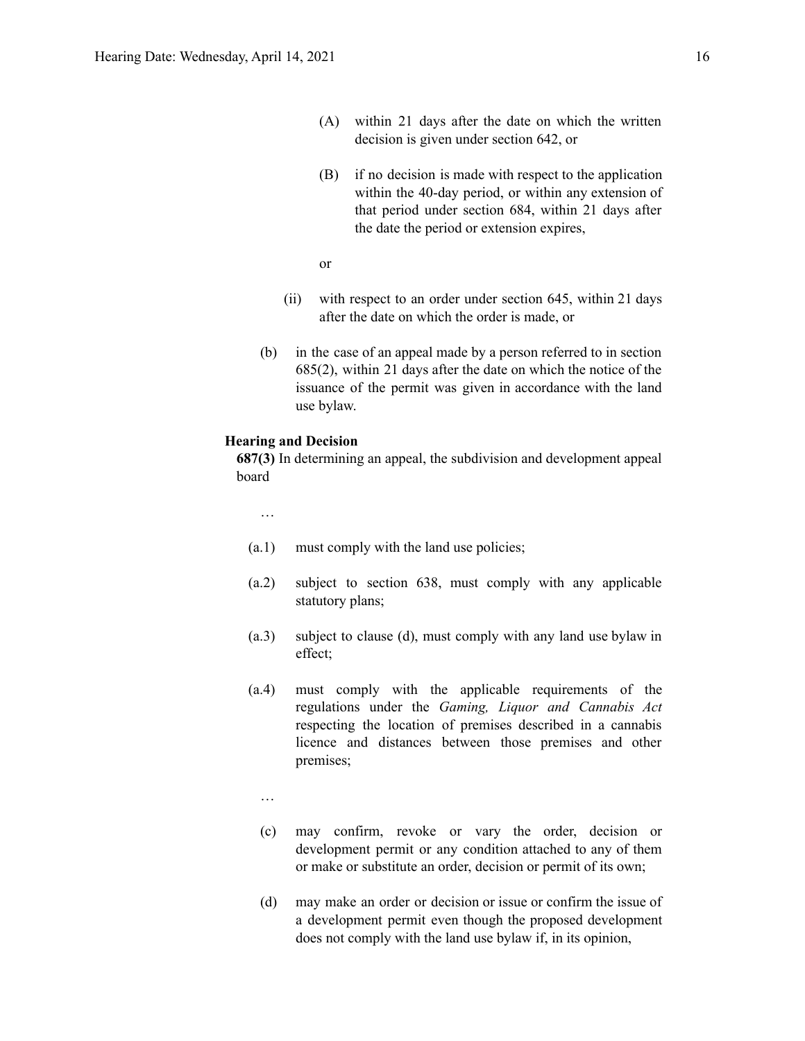(A) within 21 days after the date on which the written decision is given under section 642, or

(B) if no decision is made with respect to the application within the 40-day period, or within any extension of that period under section 684, within 21 days after the date the period or extension expires,

or

(ii) with respect to an order under section 645, within 21 days after the date on which the order is made, or

(b) in the case of an appeal made by a person referred to in section 685(2), within 21 days after the date on which the notice of the issuance of the permit was given in accordance with the land use bylaw.

**Hearing and Decision**

**687(3)** In determining an appeal, the subdivision and development appeal board

…

(a.1) must comply with the land use policies;

(a.2) subject to section 638, must comply with any applicable statutory plans;

(a.3) subject to clause (d), must comply with any land use bylaw in effect;

(a.4) must comply with the applicable requirements of the regulations under the *Gaming, Liquor and Cannabis Act* respecting the location of premises described in a cannabis licence and distances between those premises and other premises;

…

(c) may confirm, revoke or vary the order, decision or development permit or any condition attached to any of them or make or substitute an order, decision or permit of its own;

(d) may make an order or decision or issue or confirm the issue of a development permit even though the proposed development does not comply with the land use bylaw if, in its opinion,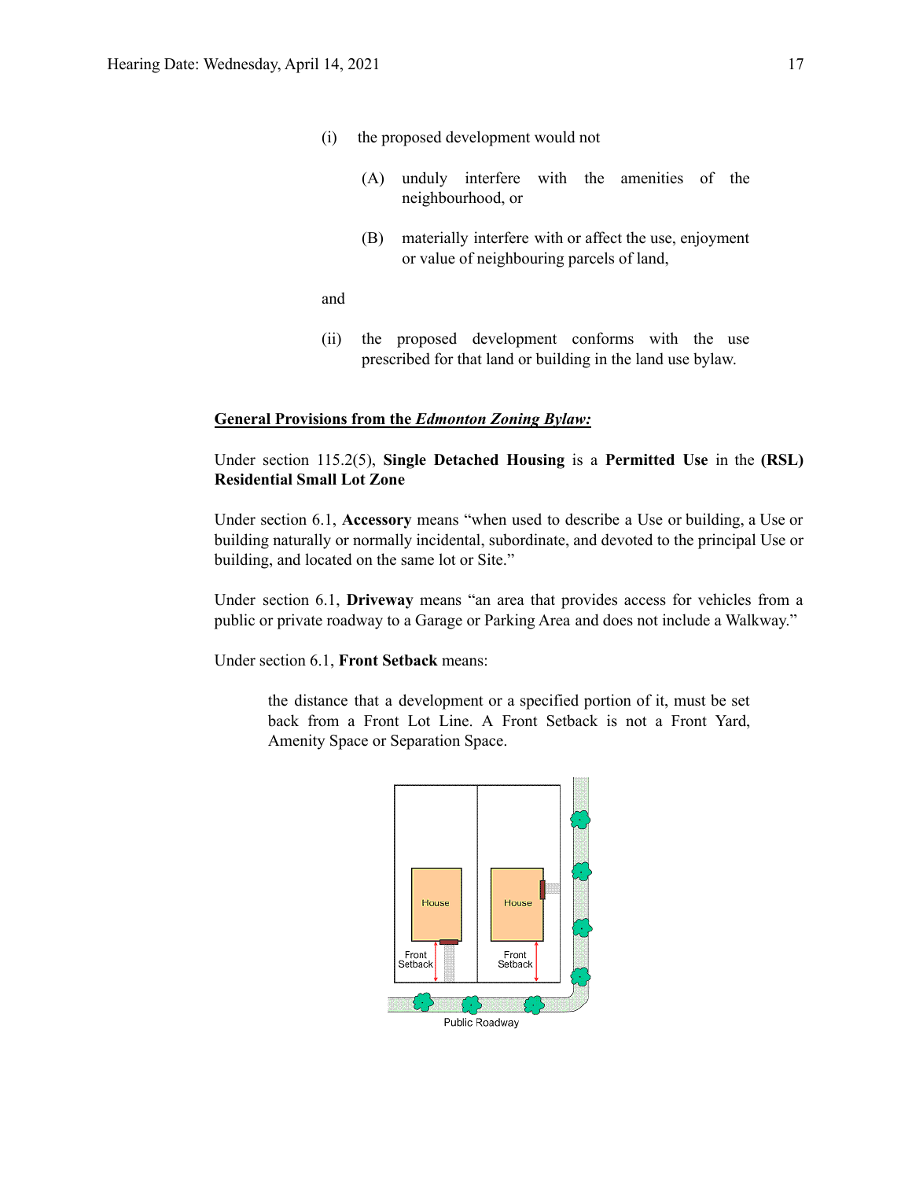(i) the proposed development would not

> (A) unduly interfere with the amenities of the neighbourhood, or
>
> (B) materially interfere with or affect the use, enjoyment or value of neighbouring parcels of land,

and

(ii) the proposed development conforms with the use prescribed for that land or building in the land use bylaw.

**General Provisions from the *Edmonton Zoning Bylaw:***

Under section 115.2(5), **Single Detached Housing** is a **Permitted Use** in the **(RSL) Residential Small Lot Zone**

Under section 6.1, **Accessory** means "when used to describe a Use or building, a Use or building naturally or normally incidental, subordinate, and devoted to the principal Use or building, and located on the same lot or Site."

Under section 6.1, **Driveway** means "an area that provides access for vehicles from a public or private roadway to a Garage or Parking Area and does not include a Walkway."

Under section 6.1, **Front Setback** means:

> the distance that a development or a specified portion of it, must be set back from a Front Lot Line. A Front Setback is not a Front Yard, Amenity Space or Separation Space.

House | House

Front Setback | Front Setback

Public Roadway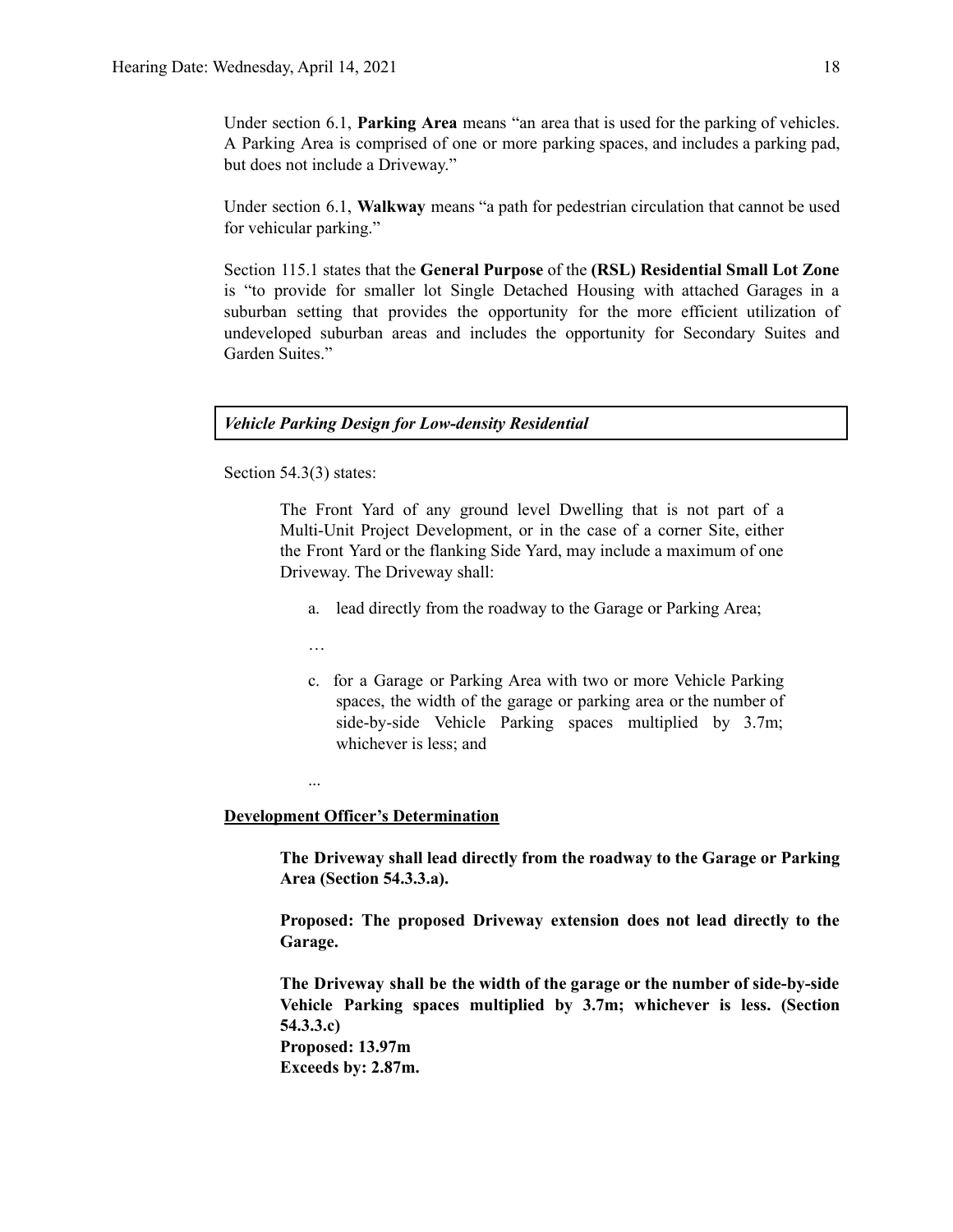Under section 6.1, **Parking Area** means "an area that is used for the parking of vehicles. A Parking Area is comprised of one or more parking spaces, and includes a parking pad, but does not include a Driveway."

Under section 6.1, **Walkway** means "a path for pedestrian circulation that cannot be used for vehicular parking."

Section 115.1 states that the **General Purpose** of the **(RSL) Residential Small Lot Zone** is "to provide for smaller lot Single Detached Housing with attached Garages in a suburban setting that provides the opportunity for the more efficient utilization of undeveloped suburban areas and includes the opportunity for Secondary Suites and Garden Suites."

***Vehicle Parking Design for Low-density Residential***

Section 54.3(3) states:

> The Front Yard of any ground level Dwelling that is not part of a Multi-Unit Project Development, or in the case of a corner Site, either the Front Yard or the flanking Side Yard, may include a maximum of one Driveway. The Driveway shall:
>
> a. lead directly from the roadway to the Garage or Parking Area;
>
> …
>
> c. for a Garage or Parking Area with two or more Vehicle Parking spaces, the width of the garage or parking area or the number of side-by-side Vehicle Parking spaces multiplied by 3.7m; whichever is less; and
>
> ...

**Development Officer's Determination**

> **The Driveway shall lead directly from the roadway to the Garage or Parking Area (Section 54.3.3.a).**
>
> **Proposed: The proposed Driveway extension does not lead directly to the Garage.**
>
> **The Driveway shall be the width of the garage or the number of side-by-side Vehicle Parking spaces multiplied by 3.7m; whichever is less. (Section 54.3.3.c)**
> **Proposed: 13.97m**
> **Exceeds by: 2.87m.**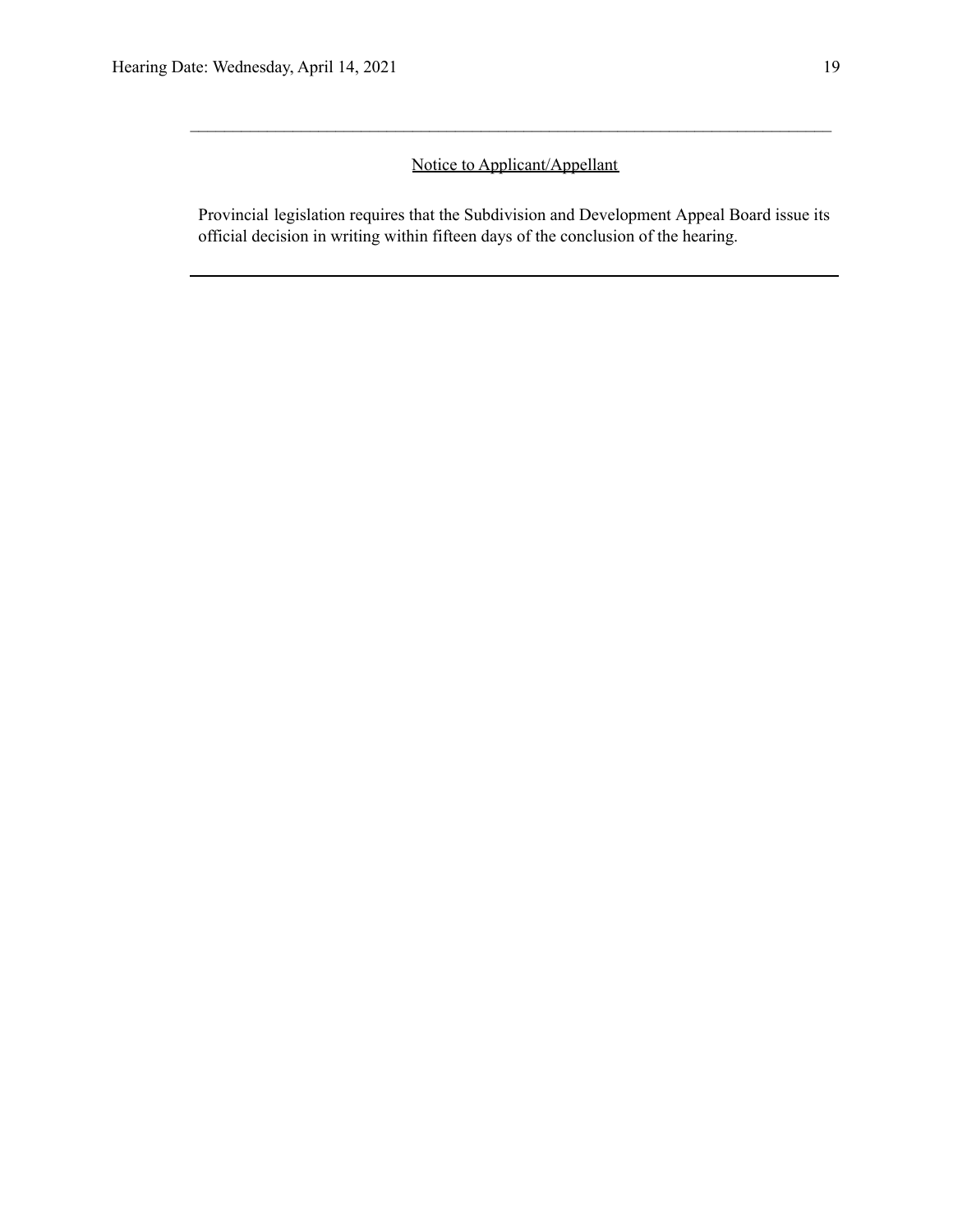---

<u>Notice to Applicant/Appellant</u>

Provincial legislation requires that the Subdivision and Development Appeal Board issue its official decision in writing within fifteen days of the conclusion of the hearing.

---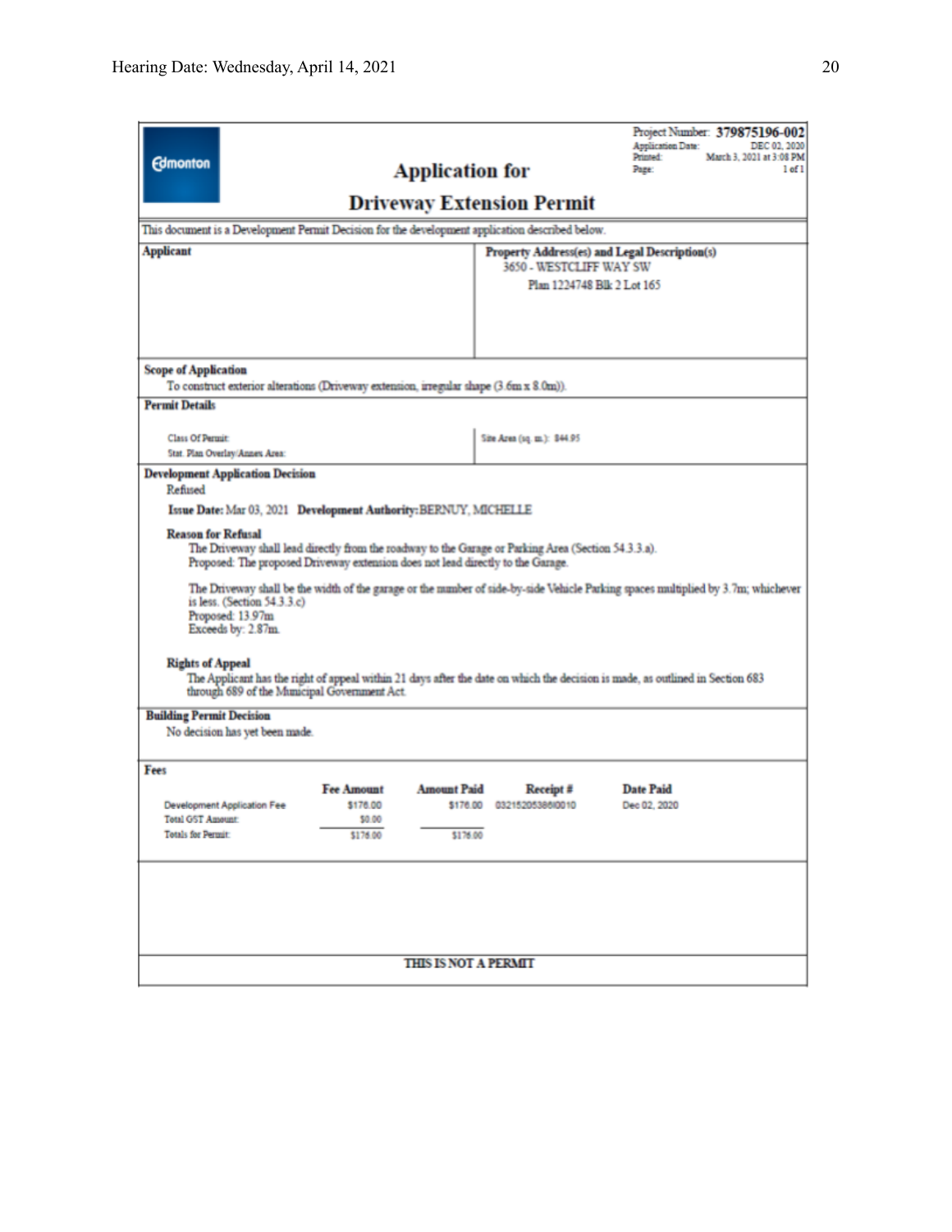Edmonton

Project Number: **379875196-002**
Application Date: DEC 02, 2020
Printed: March 3, 2021 at 3:08 PM
Page: 1 of 1

# Application for
# Driveway Extension Permit

This document is a Development Permit Decision for the development application described below.

**Applicant**

**Property Address(es) and Legal Description(s)**
3650 - WESTCLIFF WAY SW
Plan 1224748 Blk 2 Lot 165

**Scope of Application**
To construct exterior alterations (Driveway extension, irregular shape (3.6m x 8.0m)).

**Permit Details**

Class Of Permit:
Stat. Plan Overlay/Annex Area:

Site Area (sq. m.): 844.95

**Development Application Decision**
Refused

**Issue Date:** Mar 03, 2021 **Development Authority:** BERNUY, MICHELLE

**Reason for Refusal**

The Driveway shall lead directly from the roadway to the Garage or Parking Area (Section 54.3.3.a).
Proposed: The proposed Driveway extension does not lead directly to the Garage.

The Driveway shall be the width of the garage or the number of side-by-side Vehicle Parking spaces multiplied by 3.7m; whichever is less. (Section 54.3.3.c)
Proposed: 13.97m
Exceeds by: 2.87m

**Rights of Appeal**
The Applicant has the right of appeal within 21 days after the date on which the decision is made, as outlined in Section 683 through 689 of the Municipal Government Act.

**Building Permit Decision**
No decision has yet been made.

**Fees**

| | Fee Amount | Amount Paid | Receipt # | Date Paid |
|---|---|---|---|---|
| Development Application Fee | $176.00 | $176.00 | 032152053860010 | Dec 02, 2020 |
| Total GST Amount: | $0.00 | | | |
| Totals for Permit: | $176.00 | $176.00 | | |

**THIS IS NOT A PERMIT**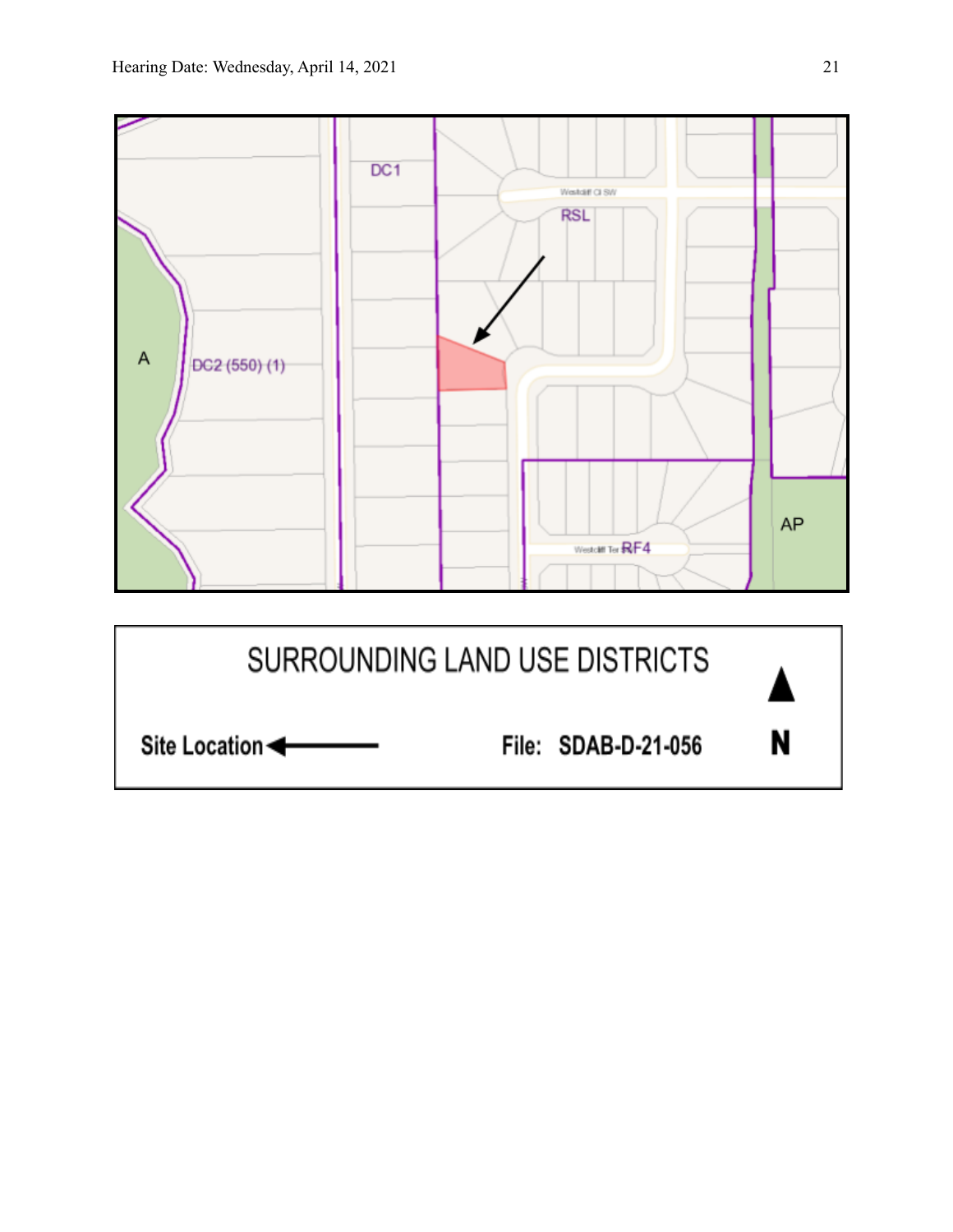DC1

Westcliff Cl SW

RSL

A

DC2 (550) (1)

AP

Westcliff Ter RF4

SURROUNDING LAND USE DISTRICTS

Site Location

File: SDAB-D-21-056

N